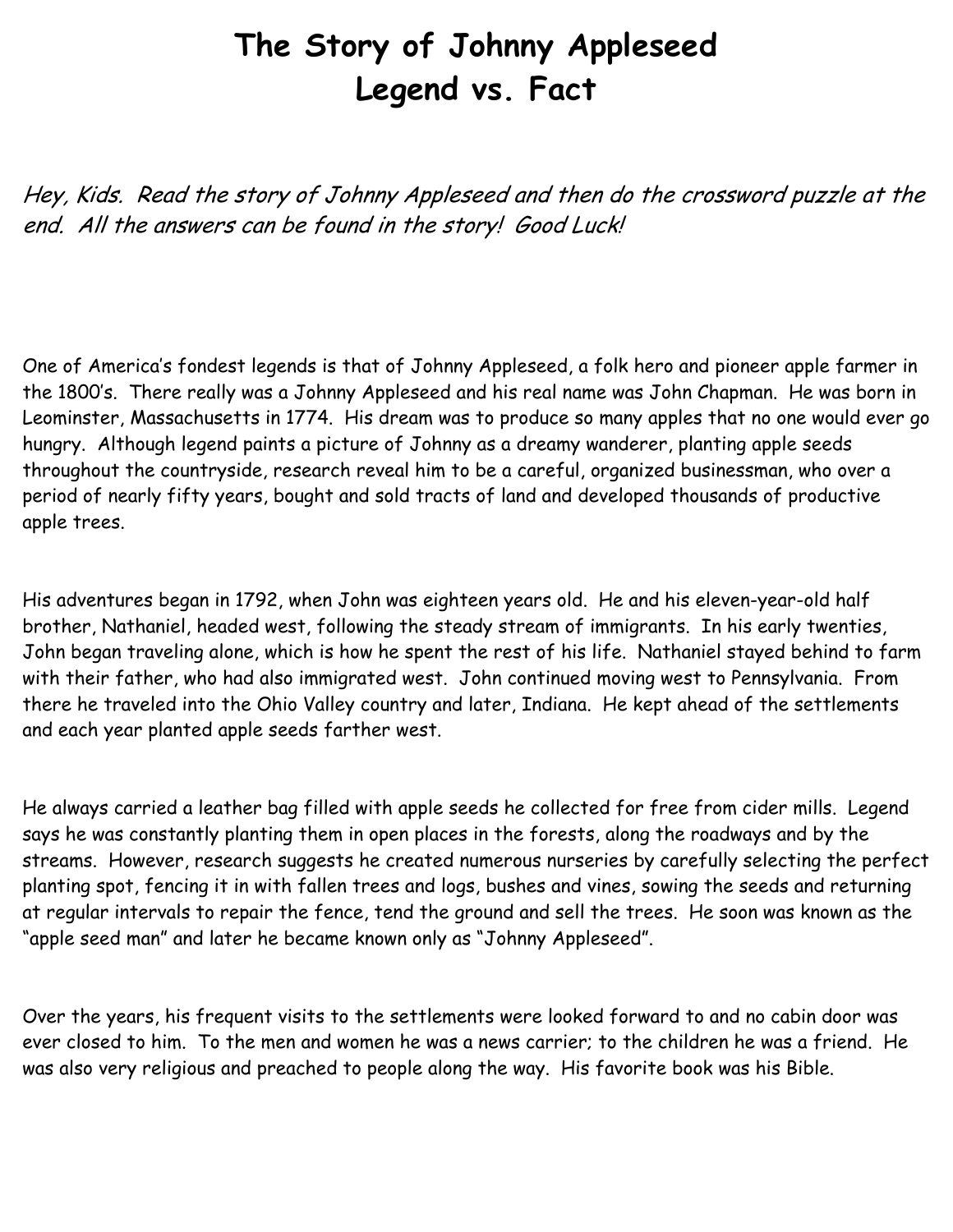# The Story of Johnny Appleseed
# Legend vs. Fact

*Hey, Kids. Read the story of Johnny Appleseed and then do the crossword puzzle at the end. All the answers can be found in the story! Good Luck!*

One of America's fondest legends is that of Johnny Appleseed, a folk hero and pioneer apple farmer in the 1800's. There really was a Johnny Appleseed and his real name was John Chapman. He was born in Leominster, Massachusetts in 1774. His dream was to produce so many apples that no one would ever go hungry. Although legend paints a picture of Johnny as a dreamy wanderer, planting apple seeds throughout the countryside, research reveal him to be a careful, organized businessman, who over a period of nearly fifty years, bought and sold tracts of land and developed thousands of productive apple trees.

His adventures began in 1792, when John was eighteen years old. He and his eleven-year-old half brother, Nathaniel, headed west, following the steady stream of immigrants. In his early twenties, John began traveling alone, which is how he spent the rest of his life. Nathaniel stayed behind to farm with their father, who had also immigrated west. John continued moving west to Pennsylvania. From there he traveled into the Ohio Valley country and later, Indiana. He kept ahead of the settlements and each year planted apple seeds farther west.

He always carried a leather bag filled with apple seeds he collected for free from cider mills. Legend says he was constantly planting them in open places in the forests, along the roadways and by the streams. However, research suggests he created numerous nurseries by carefully selecting the perfect planting spot, fencing it in with fallen trees and logs, bushes and vines, sowing the seeds and returning at regular intervals to repair the fence, tend the ground and sell the trees. He soon was known as the "apple seed man" and later he became known only as "Johnny Appleseed".

Over the years, his frequent visits to the settlements were looked forward to and no cabin door was ever closed to him. To the men and women he was a news carrier; to the children he was a friend. He was also very religious and preached to people along the way. His favorite book was his Bible.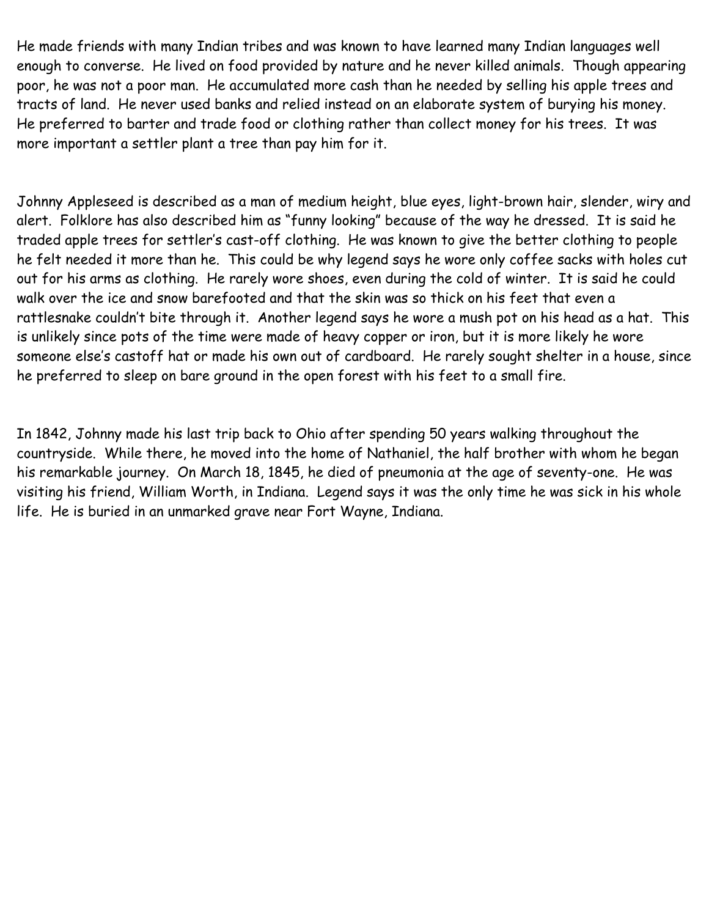He made friends with many Indian tribes and was known to have learned many Indian languages well enough to converse. He lived on food provided by nature and he never killed animals. Though appearing poor, he was not a poor man. He accumulated more cash than he needed by selling his apple trees and tracts of land. He never used banks and relied instead on an elaborate system of burying his money. He preferred to barter and trade food or clothing rather than collect money for his trees. It was more important a settler plant a tree than pay him for it.

Johnny Appleseed is described as a man of medium height, blue eyes, light-brown hair, slender, wiry and alert. Folklore has also described him as "funny looking" because of the way he dressed. It is said he traded apple trees for settler's cast-off clothing. He was known to give the better clothing to people he felt needed it more than he. This could be why legend says he wore only coffee sacks with holes cut out for his arms as clothing. He rarely wore shoes, even during the cold of winter. It is said he could walk over the ice and snow barefooted and that the skin was so thick on his feet that even a rattlesnake couldn't bite through it. Another legend says he wore a mush pot on his head as a hat. This is unlikely since pots of the time were made of heavy copper or iron, but it is more likely he wore someone else's castoff hat or made his own out of cardboard. He rarely sought shelter in a house, since he preferred to sleep on bare ground in the open forest with his feet to a small fire.

In 1842, Johnny made his last trip back to Ohio after spending 50 years walking throughout the countryside. While there, he moved into the home of Nathaniel, the half brother with whom he began his remarkable journey. On March 18, 1845, he died of pneumonia at the age of seventy-one. He was visiting his friend, William Worth, in Indiana. Legend says it was the only time he was sick in his whole life. He is buried in an unmarked grave near Fort Wayne, Indiana.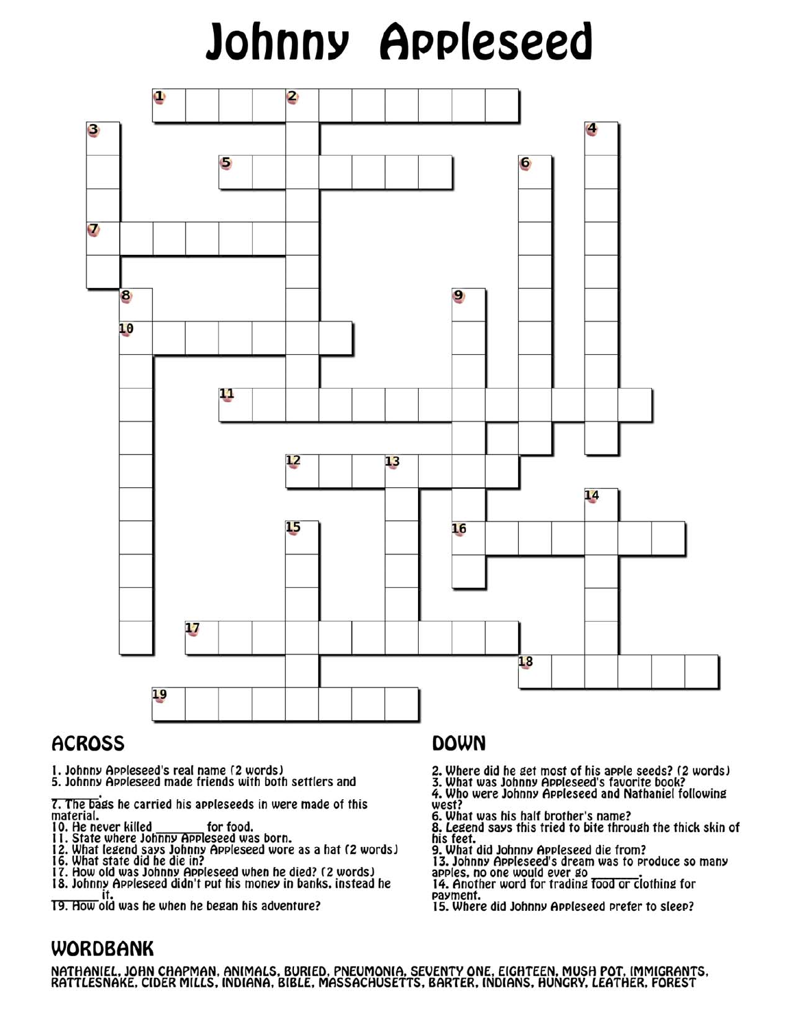# Johnny Appleseed

## ACROSS

1. Johnny Appleseed's real name (2 words)
5. Johnny Appleseed made friends with both settlers and ________.
7. The bags he carried his appleseeds in were made of this material.
10. He never killed ________ for food.
11. State where Johnny Appleseed was born.
12. What legend says Johnny Appleseed wore as a hat (2 words)
16. What state did he die in?
17. How old was Johnny Appleseed when he died? (2 words)
18. Johnny Appleseed didn't put his money in banks, instead he ________ it.
19. How old was he when he began his adventure?

## DOWN

2. Where did he get most of his apple seeds? (2 words)
3. What was Johnny Appleseed's favorite book?
4. Who were Johnny Appleseed and Nathaniel following west?
6. What was his half brother's name?
8. Legend says this tried to bite through the thick skin of his feet.
9. What did Johnny Appleseed die from?
13. Johnny Appleseed's dream was to produce so many apples, no one would ever go ________.
14. Another word for trading food or clothing for payment.
15. Where did Johnny Appleseed prefer to sleep?

## WORDBANK

NATHANIEL, JOHN CHAPMAN, ANIMALS, BURIED, PNEUMONIA, SEVENTY ONE, EIGHTEEN, MUSH POT, IMMIGRANTS, RATTLESNAKE, CIDER MILLS, INDIANA, BIBLE, MASSACHUSETTS, BARTER, INDIANS, HUNGRY, LEATHER, FOREST